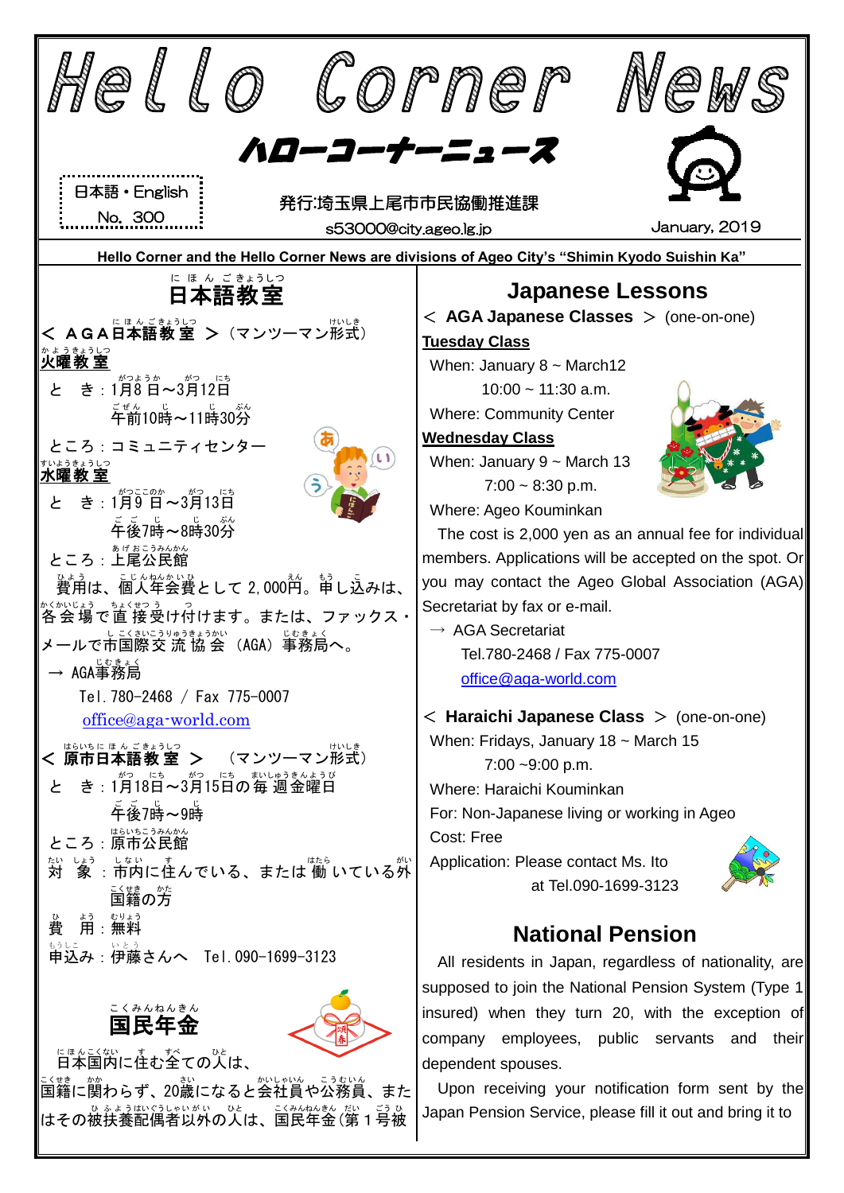# Hello Corner News

## ハローコーナーニュース

日本語・English
No. 300

発行:埼玉県上尾市市民協働推進課
s53000@city.ageo.lg.jp

January, 2019

**Hello Corner and the Hello Corner News are divisions of Ageo City's "Shimin Kyodo Suishin Ka"**

## 日本語教室

**＜ ＡＧＡ日本語教室 ＞**（マンツーマン形式）

**火曜教室**

と　き：1月8日～3月12日
　　　　午前10時～11時30分

ところ：コミュニティセンター

**水曜教室**

と　き：1月9日～3月13日
　　　　午後7時～8時30分

ところ：上尾公民館

費用は、個人年会費として 2,000円。申し込みは、各会場で直接受け付けます。または、ファックス・メールで市国際交流協会（AGA）事務局へ。

→ AGA事務局
　Tel.780-2468 / Fax 775-0007
　office@aga-world.com

**＜ 原市日本語教室 ＞**（マンツーマン形式）

と　き：1月18日～3月15日の毎週金曜日
　　　　午後7時～9時

ところ：原市公民館

対　象：市内に住んでいる、または働いている外国籍の方

費　用：無料

申込み：伊藤さんへ　Tel.090-1699-3123

## 国民年金

日本国内に住む全ての人は、国籍に関わらず、20歳になると会社員や公務員、またはその被扶養配偶者以外の人は、国民年金（第１号被

## Japanese Lessons

**＜ AGA Japanese Classes ＞** (one-on-one)

**Tuesday Class**

When: January 8 ~ March12
　　10:00 ~ 11:30 a.m.

Where: Community Center

**Wednesday Class**

When: January 9 ~ March 13
　　7:00 ~ 8:30 p.m.

Where: Ageo Kouminkan

The cost is 2,000 yen as an annual fee for individual members. Applications will be accepted on the spot. Or you may contact the Ageo Global Association (AGA) Secretariat by fax or e-mail.

→ AGA Secretariat
　Tel.780-2468 / Fax 775-0007
　office@aga-world.com

**＜ Haraichi Japanese Class ＞** (one-on-one)

When: Fridays, January 18 ~ March 15
　　7:00 ~9:00 p.m.

Where: Haraichi Kouminkan

For: Non-Japanese living or working in Ageo

Cost: Free

Application: Please contact Ms. Ito at Tel.090-1699-3123

## National Pension

All residents in Japan, regardless of nationality, are supposed to join the National Pension System (Type 1 insured) when they turn 20, with the exception of company employees, public servants and their dependent spouses.

Upon receiving your notification form sent by the Japan Pension Service, please fill it out and bring it to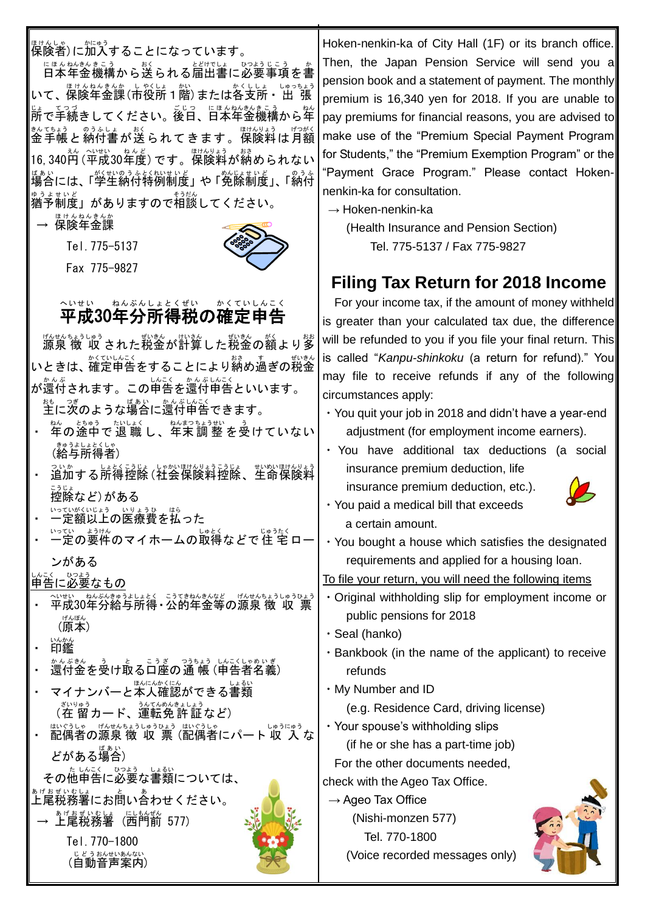保険者）に加入することになっています。

日本年金機構から送られる届出書に必要事項を書いて、保険年金課（市役所１階）または各支所・出張所で手続きしてください。後日、日本年金機構から年金手帳と納付書が送られてきます。保険料は月額16,340円（平成30年度）です。保険料が納められない場合には、「学生納付特例制度」や「免除制度」、「納付猶予制度」がありますので相談してください。

→ 保険年金課

Tel. 775-5137

Fax 775-9827

## 平成30年分所得税の確定申告

源泉徴収された税金が計算した税金の額より多いときは、確定申告をすることにより納め過ぎの税金が還付されます。この申告を還付申告といいます。

主に次のような場合に還付申告できます。

- 年の途中で退職し、年末調整を受けていない（給与所得者）
- 追加する所得控除（社会保険料控除、生命保険料控除など）がある
- 一定額以上の医療費を払った
- 一定の要件のマイホームの取得などで住宅ローンがある

申告に必要なもの

- 平成30年分給与所得・公的年金等の源泉徴収票（原本）
- 印鑑
- 還付金を受け取る口座の通帳（申告者名義）
- マイナンバーと本人確認ができる書類（在留カード、運転免許証など）
- 配偶者の源泉徴収票（配偶者にパート収入などがある場合）

その他申告に必要な書類については、上尾税務署にお問い合わせください。

→ 上尾税務署（西門前 577）

Tel. 770-1800

（自動音声案内）

Hoken-nenkin-ka of City Hall (1F) or its branch office. Then, the Japan Pension Service will send you a pension book and a statement of payment. The monthly premium is 16,340 yen for 2018. If you are unable to pay premiums for financial reasons, you are advised to make use of the “Premium Special Payment Program for Students,” the “Premium Exemption Program” or the “Payment Grace Program.” Please contact Hoken-nenkin-ka for consultation.

→ Hoken-nenkin-ka

(Health Insurance and Pension Section)

Tel. 775-5137 / Fax 775-9827

## Filing Tax Return for 2018 Income

For your income tax, if the amount of money withheld is greater than your calculated tax due, the difference will be refunded to you if you file your final return. This is called “*Kanpu-shinkoku* (a return for refund).” You may file to receive refunds if any of the following circumstances apply:

- You quit your job in 2018 and didn’t have a year-end adjustment (for employment income earners).
- You have additional tax deductions (a social insurance premium deduction, life insurance premium deduction, etc.).
- You paid a medical bill that exceeds a certain amount.
- You bought a house which satisfies the designated requirements and applied for a housing loan.

To file your return, you will need the following items

- Original withholding slip for employment income or public pensions for 2018
- Seal (hanko)
- Bankbook (in the name of the applicant) to receive refunds
- My Number and ID (e.g. Residence Card, driving license)
- Your spouse’s withholding slips (if he or she has a part-time job)

For the other documents needed, check with the Ageo Tax Office.

→ Ageo Tax Office

(Nishi-monzen 577)

Tel. 770-1800

(Voice recorded messages only)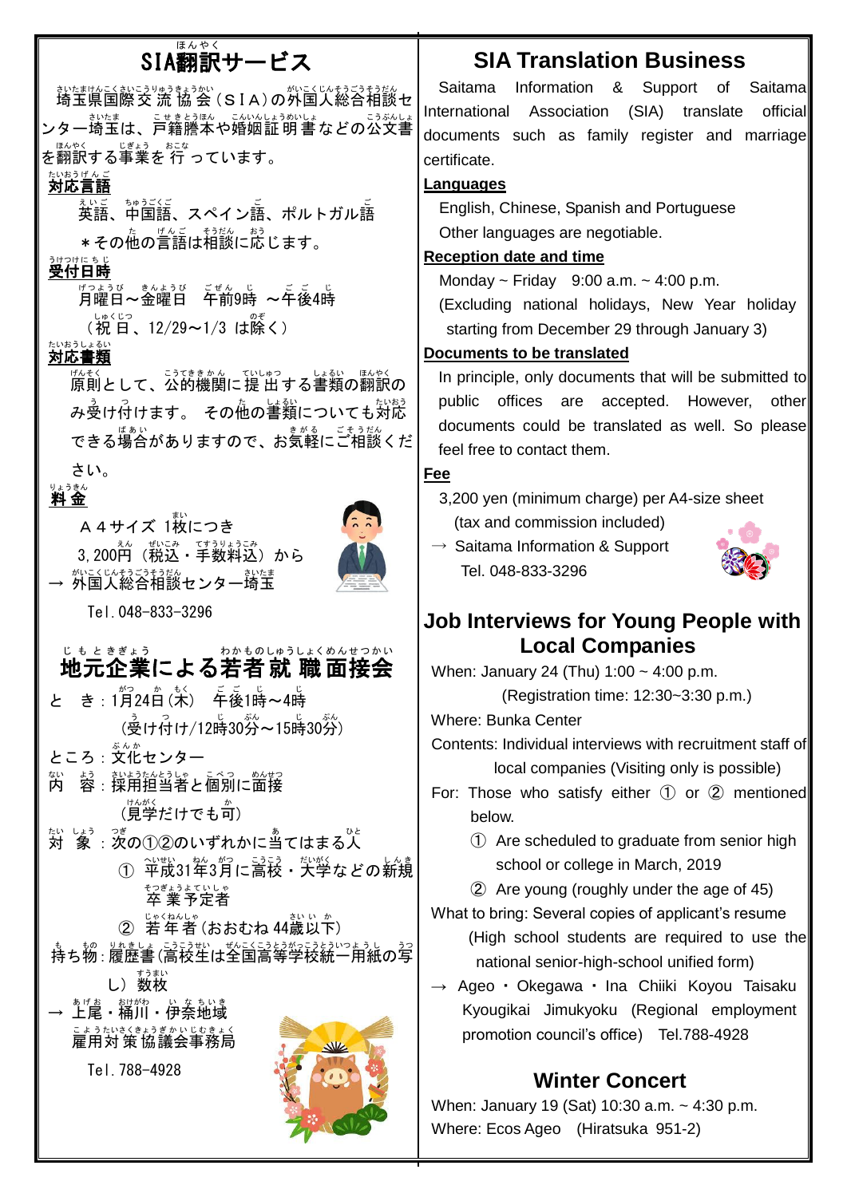# SIA翻訳サービス

埼玉県国際交流協会（ＳＩＡ）の外国人総合相談センター埼玉は、戸籍謄本や婚姻証明書などの公文書を翻訳する事業を行っています。

**対応言語**

英語、中国語、スペイン語、ポルトガル語

＊その他の言語は相談に応じます。

**受付日時**

月曜日～金曜日　午前9時　～午後4時

（祝日、12/29～1/3　は除く）

**対応書類**

原則として、公的機関に提出する書類の翻訳のみ受け付けます。その他の書類についても対応できる場合がありますので、お気軽にご相談ください。

**料金**

Ａ４サイズ 1枚につき

3,200円（税込・手数料込）から

→ 外国人総合相談センター埼玉

Tel.048-833-3296

# 地元企業による若者就職面接会

とき：1月24日(木)　午後1時～4時

（受け付け/12時30分～15時30分）

ところ：文化センター

内容：採用担当者と個別に面接

（見学だけでも可）

対象：次の①②のいずれかに当てはまる人

① 平成31年3月に高校・大学などの新規卒業予定者

② 若年者（おおむね 44歳以下）

持ち物：履歴書（高校生は全国高等学校統一用紙の写し）数枚

→ 上尾・桶川・伊奈地域雇用対策協議会事務局

Tel.788-4928

# SIA Translation Business

Saitama Information & Support of Saitama International Association (SIA) translate official documents such as family register and marriage certificate.

**Languages**

English, Chinese, Spanish and Portuguese

Other languages are negotiable.

**Reception date and time**

Monday ~ Friday　9:00 a.m. ~ 4:00 p.m.

(Excluding national holidays, New Year holiday starting from December 29 through January 3)

**Documents to be translated**

In principle, only documents that will be submitted to public offices are accepted. However, other documents could be translated as well. So please feel free to contact them.

**Fee**

3,200 yen (minimum charge) per A4-size sheet (tax and commission included)

→ Saitama Information & Support

Tel. 048-833-3296

# Job Interviews for Young People with Local Companies

When: January 24 (Thu) 1:00 ~ 4:00 p.m.

(Registration time: 12:30~3:30 p.m.)

Where: Bunka Center

Contents: Individual interviews with recruitment staff of local companies (Visiting only is possible)

For: Those who satisfy either ① or ② mentioned below.

① Are scheduled to graduate from senior high school or college in March, 2019

② Are young (roughly under the age of 45)

What to bring: Several copies of applicant's resume

(High school students are required to use the national senior-high-school unified form)

→ Ageo・Okegawa・Ina Chiiki Koyou Taisaku Kyougikai Jimukyoku (Regional employment promotion council's office)　Tel.788-4928

# Winter Concert

When: January 19 (Sat) 10:30 a.m. ~ 4:30 p.m.

Where: Ecos Ageo　(Hiratsuka 951-2)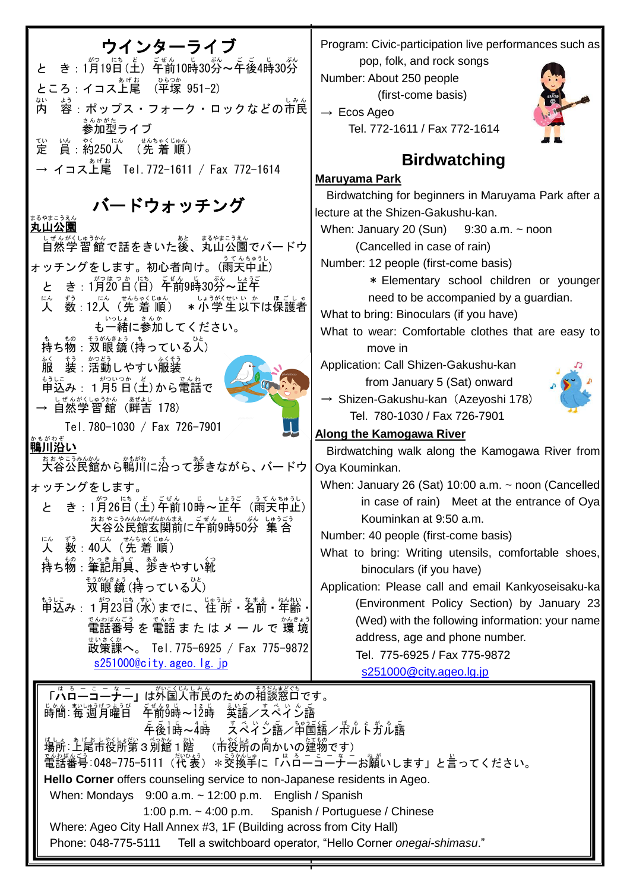## ウインターライブ

と　き：1月19日(土) 午前10時30分～午後4時30分
ところ：イコス上尾　(平塚 951-2)
内　容：ポップス・フォーク・ロックなどの市民参加型ライブ
定　員：約250人　(先着順)
→ イコス上尾　Tel. 772-1611 / Fax 772-1614

## バードウォッチング

### 丸山公園

自然学習館で話をきいた後、丸山公園でバードウォッチングをします。初心者向け。(雨天中止)
と　き：1月20日(日) 午前9時30分～正午
人　数：12人 (先着順)　＊小学生以下は保護者も一緒に参加してください。
持ち物：双眼鏡(持っている人)
服　装：活動しやすい服装
申込み：1月5日(土)から電話で
→ 自然学習館 (畔吉 178)
Tel. 780-1030 / Fax 726-7901

### 鴨川沿い

大谷公民館から鴨川に沿って歩きながら、バードウォッチングをします。
と　き：1月26日(土)午前10時～正午 (雨天中止)
大谷公民館玄関前に午前9時50分 集合
人　数：40人 (先着順)
持ち物：筆記用具、歩きやすい靴
双眼鏡(持っている人)
申込み：1月23日(水)までに、住所・名前・年齢・電話番号を電話またはメールで環境政策課へ。Tel. 775-6925 / Fax 775-9872
s251000@city.ageo.lg.jp

Program: Civic-participation live performances such as pop, folk, and rock songs
Number: About 250 people (first-come basis)
→ Ecos Ageo
Tel. 772-1611 / Fax 772-1614

## Birdwatching

### Maruyama Park

Birdwatching for beginners in Maruyama Park after a lecture at the Shizen-Gakushu-kan.
When: January 20 (Sun)　9:30 a.m. ~ noon (Cancelled in case of rain)
Number: 12 people (first-come basis)
＊ Elementary school children or younger need to be accompanied by a guardian.
What to bring: Binoculars (if you have)
What to wear: Comfortable clothes that are easy to move in
Application: Call Shizen-Gakushu-kan from January 5 (Sat) onward
→ Shizen-Gakushu-kan（Azeyoshi 178）
Tel. 780-1030 / Fax 726-7901

### Along the Kamogawa River

Birdwatching walk along the Kamogawa River from Oya Kouminkan.
When: January 26 (Sat) 10:00 a.m. ~ noon (Cancelled in case of rain)　Meet at the entrance of Oya Kouminkan at 9:50 a.m.
Number: 40 people (first-come basis)
What to bring: Writing utensils, comfortable shoes, binoculars (if you have)
Application: Please call and email Kankyoseisaku-ka (Environment Policy Section) by January 23 (Wed) with the following information: your name address, age and phone number.
Tel. 775-6925 / Fax 775-9872
s251000@city.ageo.lg.jp

「ハローコーナー」は外国人市民のための相談窓口です。
時間：毎週月曜日　午前9時～12時　英語／スペイン語
午後1時～4時　スペイン語／中国語／ポルトガル語
場所：上尾市役所第３別館１階　(市役所の向かいの建物です)
電話番号：048-775-5111 (代表)　＊交換手に「ハローコーナーお願いします」と言ってください。

**Hello Corner** offers counseling service to non-Japanese residents in Ageo.
When: Mondays　9:00 a.m. ~ 12:00 p.m.　English / Spanish
1:00 p.m. ~ 4:00 p.m.　Spanish / Portuguese / Chinese
Where: Ageo City Hall Annex #3, 1F (Building across from City Hall)
Phone: 048-775-5111　Tell a switchboard operator, "Hello Corner *onegai-shimasu*."